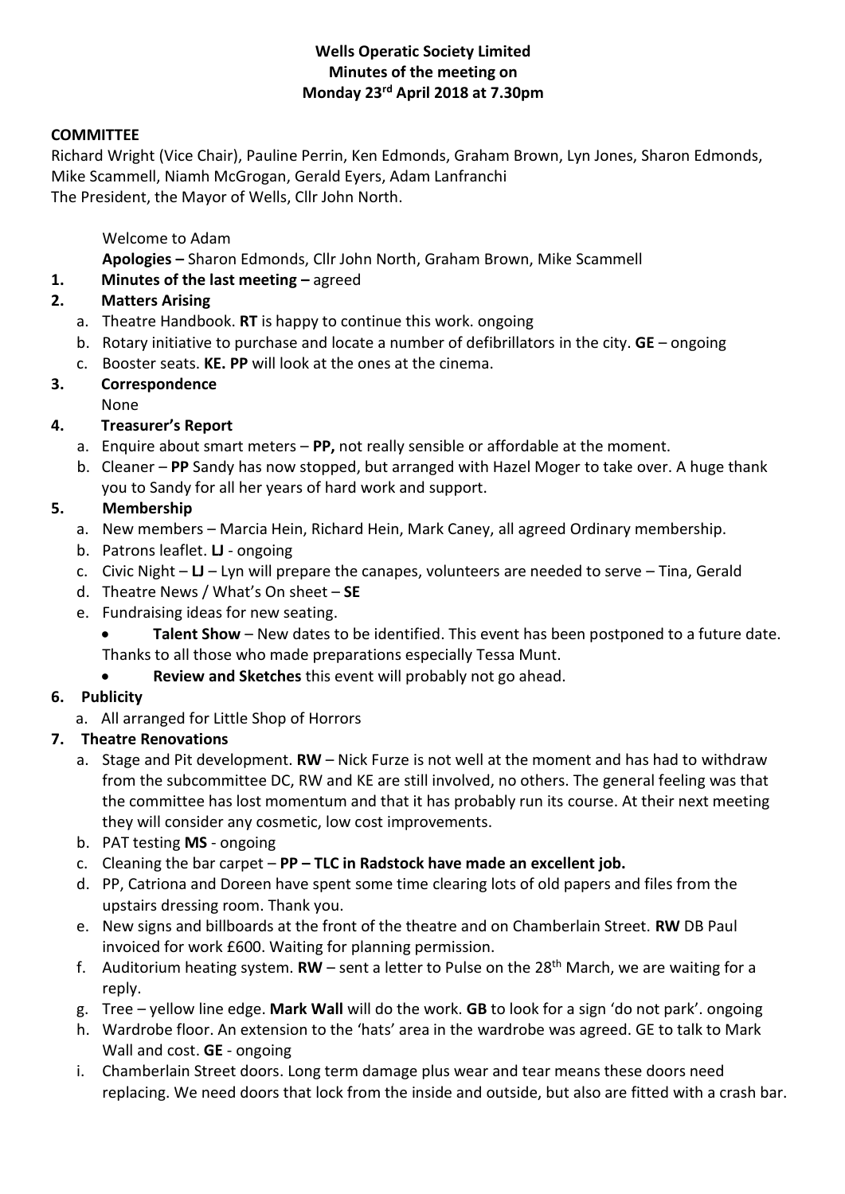**Wells Operatic Society Limited**
**Minutes of the meeting on**
**Monday 23rd April 2018 at 7.30pm**

**COMMITTEE**

Richard Wright (Vice Chair), Pauline Perrin, Ken Edmonds, Graham Brown, Lyn Jones, Sharon Edmonds, Mike Scammell, Niamh McGrogan, Gerald Eyers, Adam Lanfranchi
The President, the Mayor of Wells, Cllr John North.

Welcome to Adam

**Apologies –** Sharon Edmonds, Cllr John North, Graham Brown, Mike Scammell

1. **Minutes of the last meeting –** agreed
2. **Matters Arising**
   a. Theatre Handbook. **RT** is happy to continue this work. ongoing
   b. Rotary initiative to purchase and locate a number of defibrillators in the city. **GE** – ongoing
   c. Booster seats. **KE. PP** will look at the ones at the cinema.
3. **Correspondence**
   None
4. **Treasurer's Report**
   a. Enquire about smart meters – **PP,** not really sensible or affordable at the moment.
   b. Cleaner – **PP** Sandy has now stopped, but arranged with Hazel Moger to take over. A huge thank you to Sandy for all her years of hard work and support.
5. **Membership**
   a. New members – Marcia Hein, Richard Hein, Mark Caney, all agreed Ordinary membership.
   b. Patrons leaflet. **LJ** - ongoing
   c. Civic Night – **LJ** – Lyn will prepare the canapes, volunteers are needed to serve – Tina, Gerald
   d. Theatre News / What's On sheet – **SE**
   e. Fundraising ideas for new seating.
      - **Talent Show** – New dates to be identified. This event has been postponed to a future date. Thanks to all those who made preparations especially Tessa Munt.
      - **Review and Sketches** this event will probably not go ahead.
6. **Publicity**
   a. All arranged for Little Shop of Horrors
7. **Theatre Renovations**
   a. Stage and Pit development. **RW** – Nick Furze is not well at the moment and has had to withdraw from the subcommittee DC, RW and KE are still involved, no others. The general feeling was that the committee has lost momentum and that it has probably run its course. At their next meeting they will consider any cosmetic, low cost improvements.
   b. PAT testing **MS** - ongoing
   c. Cleaning the bar carpet – **PP – TLC in Radstock have made an excellent job.**
   d. PP, Catriona and Doreen have spent some time clearing lots of old papers and files from the upstairs dressing room. Thank you.
   e. New signs and billboards at the front of the theatre and on Chamberlain Street. **RW** DB Paul invoiced for work £600. Waiting for planning permission.
   f. Auditorium heating system. **RW** – sent a letter to Pulse on the 28th March, we are waiting for a reply.
   g. Tree – yellow line edge. **Mark Wall** will do the work. **GB** to look for a sign 'do not park'. ongoing
   h. Wardrobe floor. An extension to the 'hats' area in the wardrobe was agreed. GE to talk to Mark Wall and cost. **GE** - ongoing
   i. Chamberlain Street doors. Long term damage plus wear and tear means these doors need replacing. We need doors that lock from the inside and outside, but also are fitted with a crash bar.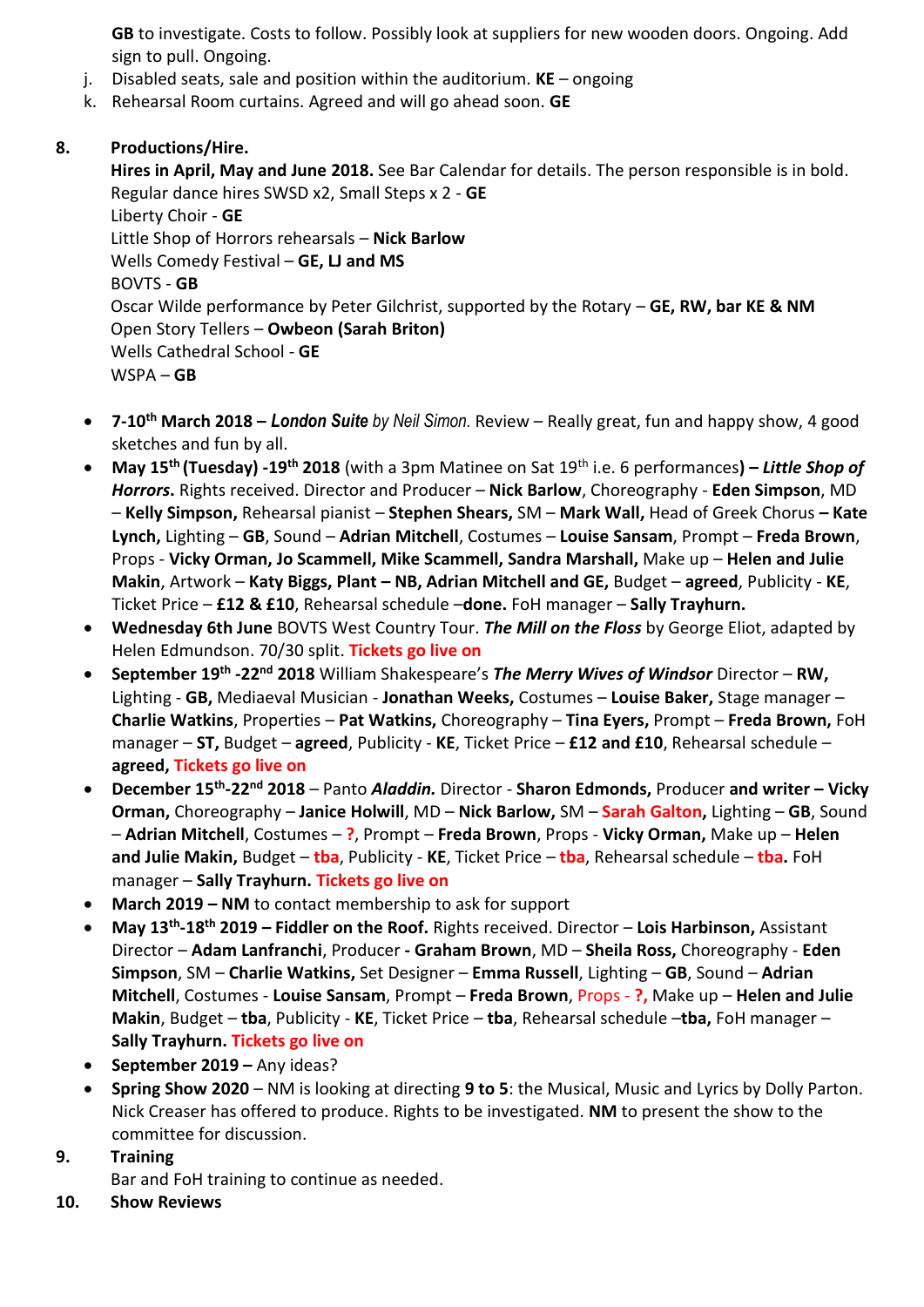**GB** to investigate. Costs to follow. Possibly look at suppliers for new wooden doors. Ongoing. Add sign to pull. Ongoing.

j. Disabled seats, sale and position within the auditorium. **KE** – ongoing
k. Rehearsal Room curtains. Agreed and will go ahead soon. **GE**

**8. Productions/Hire.**

**Hires in April, May and June 2018.** See Bar Calendar for details. The person responsible is in bold.
Regular dance hires SWSD x2, Small Steps x 2 - **GE**
Liberty Choir - **GE**
Little Shop of Horrors rehearsals – **Nick Barlow**
Wells Comedy Festival – **GE, LJ and MS**
BOVTS - **GB**
Oscar Wilde performance by Peter Gilchrist, supported by the Rotary – **GE, RW, bar KE & NM**
Open Story Tellers – **Owbeon (Sarah Briton)**
Wells Cathedral School - **GE**
WSPA – **GB**

- **7-10th March 2018 –** ***London Suite*** *by Neil Simon.* Review – Really great, fun and happy show, 4 good sketches and fun by all.
- **May 15th (Tuesday) -19th 2018** (with a 3pm Matinee on Sat 19th i.e. 6 performances**) –** ***Little Shop of Horrors*****.** Rights received. Director and Producer – **Nick Barlow**, Choreography - **Eden Simpson**, MD – **Kelly Simpson,** Rehearsal pianist – **Stephen Shears,** SM – **Mark Wall,** Head of Greek Chorus **– Kate Lynch,** Lighting – **GB**, Sound – **Adrian Mitchell**, Costumes – **Louise Sansam**, Prompt – **Freda Brown**, Props - **Vicky Orman, Jo Scammell, Mike Scammell, Sandra Marshall,** Make up – **Helen and Julie Makin**, Artwork – **Katy Biggs, Plant – NB, Adrian Mitchell and GE,** Budget – **agreed**, Publicity - **KE**, Ticket Price – **£12 & £10**, Rehearsal schedule –**done.** FoH manager – **Sally Trayhurn.**
- **Wednesday 6th June** BOVTS West Country Tour. ***The Mill on the Floss*** by George Eliot, adapted by Helen Edmundson. 70/30 split. **Tickets go live on**
- **September 19th -22nd 2018** William Shakespeare's ***The Merry Wives of Windsor*** Director – **RW,** Lighting - **GB,** Mediaeval Musician - **Jonathan Weeks,** Costumes – **Louise Baker,** Stage manager – **Charlie Watkins**, Properties – **Pat Watkins,** Choreography – **Tina Eyers,** Prompt – **Freda Brown,** FoH manager – **ST,** Budget – **agreed**, Publicity - **KE**, Ticket Price – **£12 and £10**, Rehearsal schedule – **agreed, Tickets go live on**
- **December 15th-22nd 2018** – Panto ***Aladdin.*** Director - **Sharon Edmonds,** Producer **and writer – Vicky Orman,** Choreography – **Janice Holwill**, MD – **Nick Barlow,** SM – **Sarah Galton,** Lighting – **GB**, Sound – **Adrian Mitchell**, Costumes – **?**, Prompt – **Freda Brown**, Props - **Vicky Orman,** Make up – **Helen and Julie Makin,** Budget – **tba**, Publicity - **KE**, Ticket Price – **tba**, Rehearsal schedule – **tba.** FoH manager – **Sally Trayhurn. Tickets go live on**
- **March 2019 – NM** to contact membership to ask for support
- **May 13th-18th 2019 – Fiddler on the Roof.** Rights received. Director – **Lois Harbinson,** Assistant Director – **Adam Lanfranchi**, Producer - **Graham Brown**, MD – **Sheila Ross,** Choreography - **Eden Simpson**, SM – **Charlie Watkins,** Set Designer – **Emma Russell**, Lighting – **GB**, Sound – **Adrian Mitchell**, Costumes - **Louise Sansam**, Prompt – **Freda Brown**, Props - **?,** Make up – **Helen and Julie Makin**, Budget – **tba**, Publicity - **KE**, Ticket Price – **tba**, Rehearsal schedule –**tba,** FoH manager – **Sally Trayhurn. Tickets go live on**
- **September 2019 –** Any ideas?
- **Spring Show 2020** – NM is looking at directing **9 to 5**: the Musical, Music and Lyrics by Dolly Parton. Nick Creaser has offered to produce. Rights to be investigated. **NM** to present the show to the committee for discussion.

**9. Training**

Bar and FoH training to continue as needed.

**10. Show Reviews**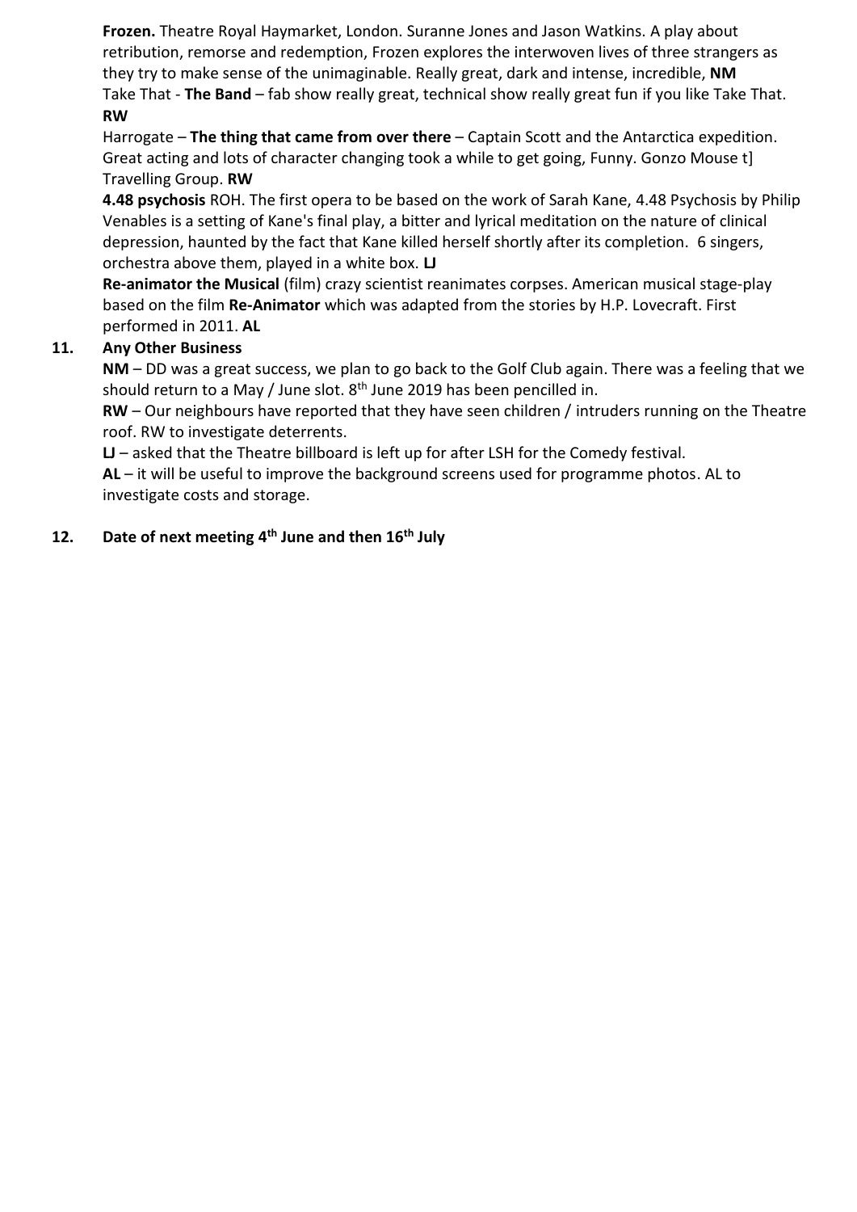**Frozen.** Theatre Royal Haymarket, London. Suranne Jones and Jason Watkins. A play about retribution, remorse and redemption, Frozen explores the interwoven lives of three strangers as they try to make sense of the unimaginable. Really great, dark and intense, incredible, **NM**

Take That - **The Band** – fab show really great, technical show really great fun if you like Take That. **RW**

Harrogate – **The thing that came from over there** – Captain Scott and the Antarctica expedition. Great acting and lots of character changing took a while to get going, Funny. Gonzo Mouse t] Travelling Group. **RW**

**4.48 psychosis** ROH. The first opera to be based on the work of Sarah Kane, 4.48 Psychosis by Philip Venables is a setting of Kane's final play, a bitter and lyrical meditation on the nature of clinical depression, haunted by the fact that Kane killed herself shortly after its completion. 6 singers, orchestra above them, played in a white box. **LJ**

**Re-animator the Musical** (film) crazy scientist reanimates corpses. American musical stage-play based on the film **Re-Animator** which was adapted from the stories by H.P. Lovecraft. First performed in 2011. **AL**

**11. Any Other Business**

**NM** – DD was a great success, we plan to go back to the Golf Club again. There was a feeling that we should return to a May / June slot. 8th June 2019 has been pencilled in.

**RW** – Our neighbours have reported that they have seen children / intruders running on the Theatre roof. RW to investigate deterrents.

**LJ** – asked that the Theatre billboard is left up for after LSH for the Comedy festival.

**AL** – it will be useful to improve the background screens used for programme photos. AL to investigate costs and storage.

**12. Date of next meeting 4th June and then 16th July**